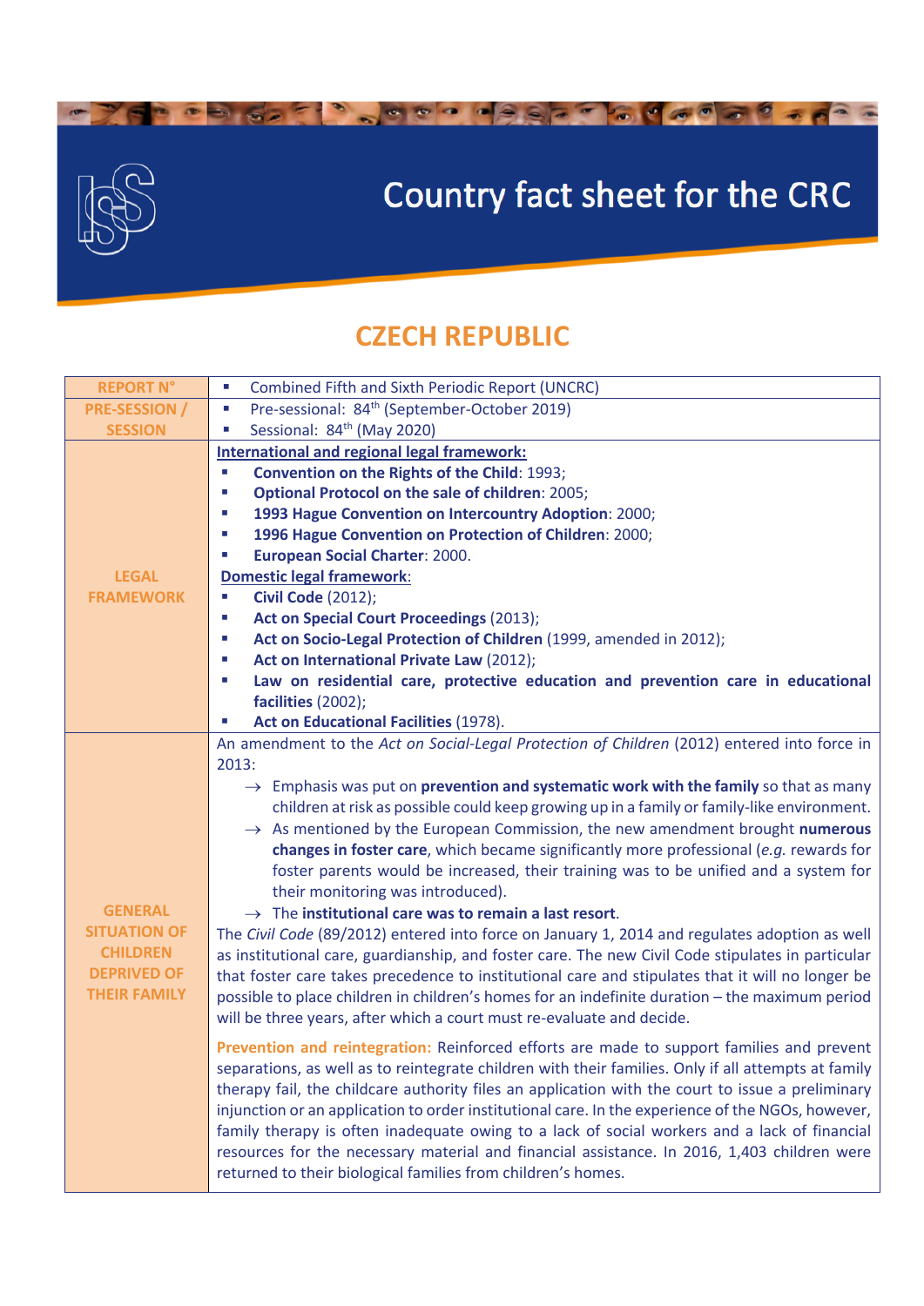# Country fact sheet for the CRC

## CZECH REPUBLIC

| | |
|---|---|
| **REPORT N°** | ▪ Combined Fifth and Sixth Periodic Report (UNCRC) |
| **PRE-SESSION / SESSION** | ▪ Pre-sessional: 84th (September-October 2019)<br>▪ Sessional: 84th (May 2020) |
| **LEGAL FRAMEWORK** | **International and regional legal framework:**<br>▪ **Convention on the Rights of the Child**: 1993;<br>▪ **Optional Protocol on the sale of children**: 2005;<br>▪ **1993 Hague Convention on Intercountry Adoption**: 2000;<br>▪ **1996 Hague Convention on Protection of Children**: 2000;<br>▪ **European Social Charter**: 2000.<br>**Domestic legal framework:**<br>▪ **Civil Code** (2012);<br>▪ **Act on Special Court Proceedings** (2013);<br>▪ **Act on Socio-Legal Protection of Children** (1999, amended in 2012);<br>▪ **Act on International Private Law** (2012);<br>▪ **Law on residential care, protective education and prevention care in educational facilities** (2002);<br>▪ **Act on Educational Facilities** (1978). |
| **GENERAL SITUATION OF CHILDREN DEPRIVED OF THEIR FAMILY** | An amendment to the *Act on Social-Legal Protection of Children* (2012) entered into force in 2013:<br>→ Emphasis was put on **prevention and systematic work with the family** so that as many children at risk as possible could keep growing up in a family or family-like environment.<br>→ As mentioned by the European Commission, the new amendment brought **numerous changes in foster care**, which became significantly more professional (*e.g.* rewards for foster parents would be increased, their training was to be unified and a system for their monitoring was introduced).<br>→ The **institutional care was to remain a last resort**.<br>The *Civil Code* (89/2012) entered into force on January 1, 2014 and regulates adoption as well as institutional care, guardianship, and foster care. The new Civil Code stipulates in particular that foster care takes precedence to institutional care and stipulates that it will no longer be possible to place children in children's homes for an indefinite duration – the maximum period will be three years, after which a court must re-evaluate and decide.<br><br>**Prevention and reintegration:** Reinforced efforts are made to support families and prevent separations, as well as to reintegrate children with their families. Only if all attempts at family therapy fail, the childcare authority files an application with the court to issue a preliminary injunction or an application to order institutional care. In the experience of the NGOs, however, family therapy is often inadequate owing to a lack of social workers and a lack of financial resources for the necessary material and financial assistance. In 2016, 1,403 children were returned to their biological families from children's homes. |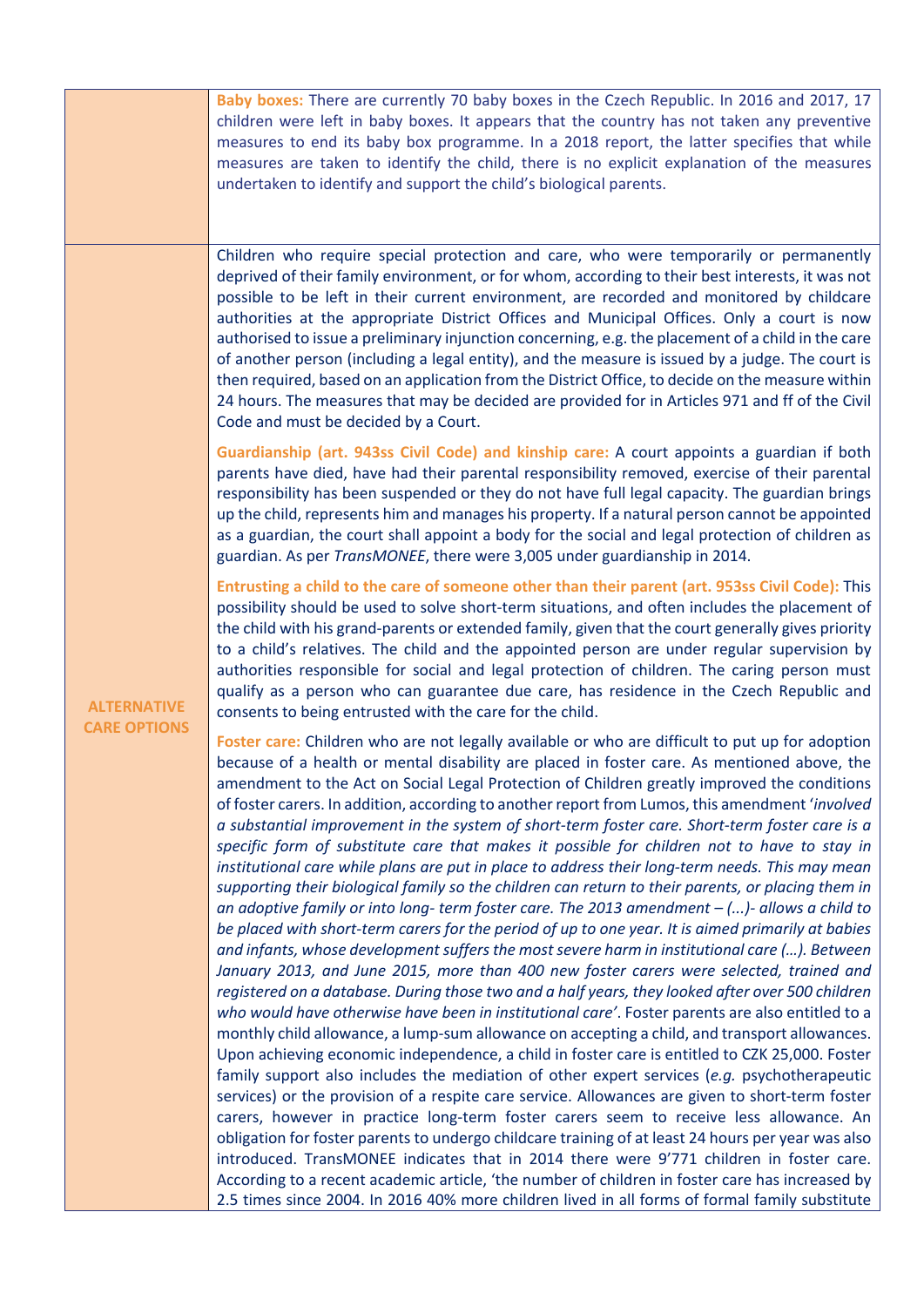| | |
|---|---|
| | **Baby boxes:** There are currently 70 baby boxes in the Czech Republic. In 2016 and 2017, 17 children were left in baby boxes. It appears that the country has not taken any preventive measures to end its baby box programme. In a 2018 report, the latter specifies that while measures are taken to identify the child, there is no explicit explanation of the measures undertaken to identify and support the child's biological parents. |
| **ALTERNATIVE CARE OPTIONS** | Children who require special protection and care, who were temporarily or permanently deprived of their family environment, or for whom, according to their best interests, it was not possible to be left in their current environment, are recorded and monitored by childcare authorities at the appropriate District Offices and Municipal Offices. Only a court is now authorised to issue a preliminary injunction concerning, e.g. the placement of a child in the care of another person (including a legal entity), and the measure is issued by a judge. The court is then required, based on an application from the District Office, to decide on the measure within 24 hours. The measures that may be decided are provided for in Articles 971 and ff of the Civil Code and must be decided by a Court.<br><br>**Guardianship (art. 943ss Civil Code) and kinship care:** A court appoints a guardian if both parents have died, have had their parental responsibility removed, exercise of their parental responsibility has been suspended or they do not have full legal capacity. The guardian brings up the child, represents him and manages his property. If a natural person cannot be appointed as a guardian, the court shall appoint a body for the social and legal protection of children as guardian. As per *TransMONEE*, there were 3,005 under guardianship in 2014.<br><br>**Entrusting a child to the care of someone other than their parent (art. 953ss Civil Code):** This possibility should be used to solve short-term situations, and often includes the placement of the child with his grand-parents or extended family, given that the court generally gives priority to a child's relatives. The child and the appointed person are under regular supervision by authorities responsible for social and legal protection of children. The caring person must qualify as a person who can guarantee due care, has residence in the Czech Republic and consents to being entrusted with the care for the child.<br><br>**Foster care:** Children who are not legally available or who are difficult to put up for adoption because of a health or mental disability are placed in foster care. As mentioned above, the amendment to the Act on Social Legal Protection of Children greatly improved the conditions of foster carers. In addition, according to another report from Lumos, this amendment '*involved a substantial improvement in the system of short-term foster care. Short-term foster care is a specific form of substitute care that makes it possible for children not to have to stay in institutional care while plans are put in place to address their long-term needs. This may mean supporting their biological family so the children can return to their parents, or placing them in an adoptive family or into long- term foster care. The 2013 amendment – (...)- allows a child to be placed with short-term carers for the period of up to one year. It is aimed primarily at babies and infants, whose development suffers the most severe harm in institutional care (…). Between January 2013, and June 2015, more than 400 new foster carers were selected, trained and registered on a database. During those two and a half years, they looked after over 500 children who would have otherwise have been in institutional care*'. Foster parents are also entitled to a monthly child allowance, a lump-sum allowance on accepting a child, and transport allowances. Upon achieving economic independence, a child in foster care is entitled to CZK 25,000. Foster family support also includes the mediation of other expert services (*e.g.* psychotherapeutic services) or the provision of a respite care service. Allowances are given to short-term foster carers, however in practice long-term foster carers seem to receive less allowance. An obligation for foster parents to undergo childcare training of at least 24 hours per year was also introduced. TransMONEE indicates that in 2014 there were 9'771 children in foster care. According to a recent academic article, 'the number of children in foster care has increased by 2.5 times since 2004. In 2016 40% more children lived in all forms of formal family substitute |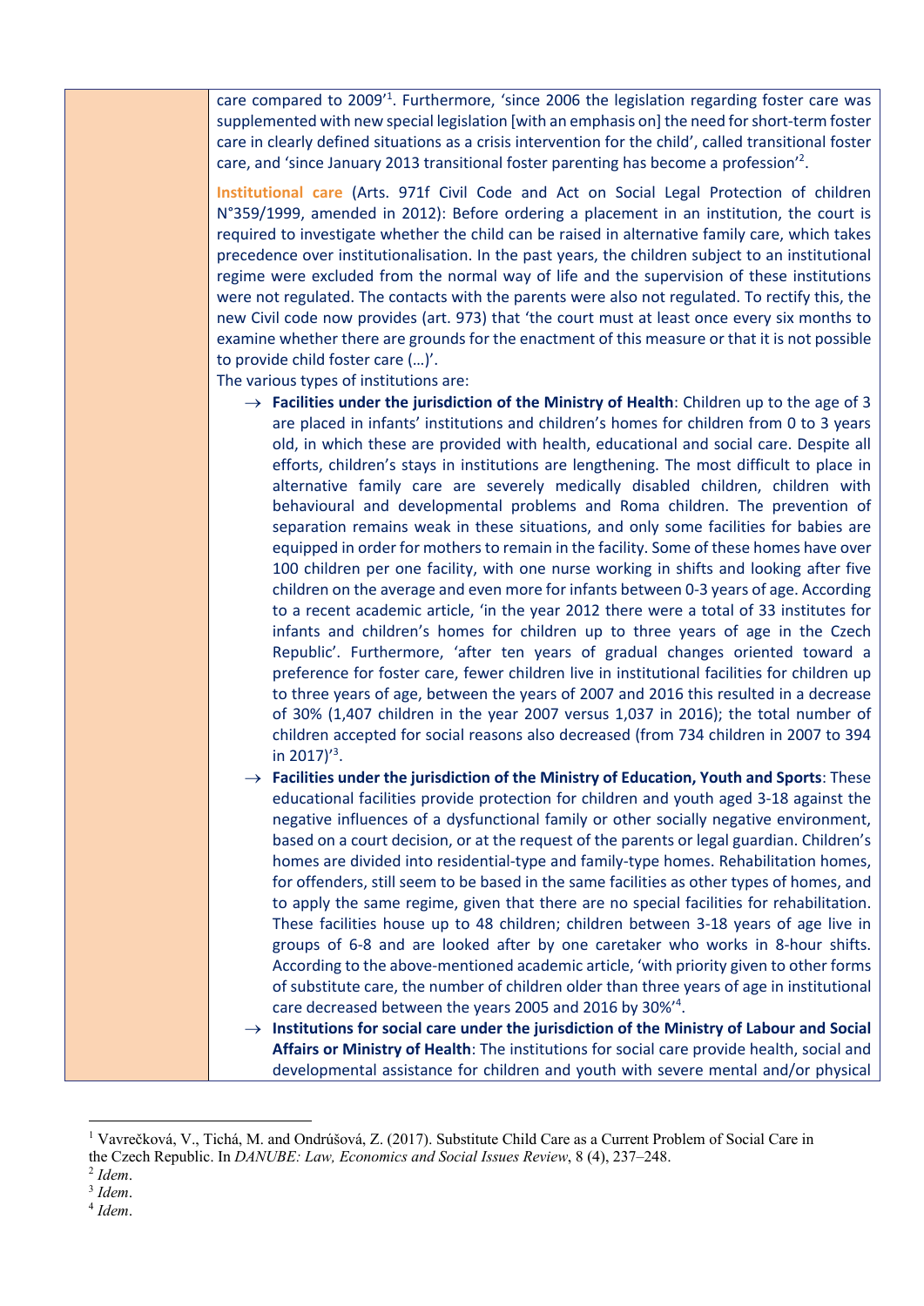care compared to 2009'[1]. Furthermore, 'since 2006 the legislation regarding foster care was supplemented with new special legislation [with an emphasis on] the need for short-term foster care in clearly defined situations as a crisis intervention for the child', called transitional foster care, and 'since January 2013 transitional foster parenting has become a profession'[2].

**Institutional care** (Arts. 971f Civil Code and Act on Social Legal Protection of children N°359/1999, amended in 2012): Before ordering a placement in an institution, the court is required to investigate whether the child can be raised in alternative family care, which takes precedence over institutionalisation. In the past years, the children subject to an institutional regime were excluded from the normal way of life and the supervision of these institutions were not regulated. The contacts with the parents were also not regulated. To rectify this, the new Civil code now provides (art. 973) that 'the court must at least once every six months to examine whether there are grounds for the enactment of this measure or that it is not possible to provide child foster care (…)'.

The various types of institutions are:

- → **Facilities under the jurisdiction of the Ministry of Health**: Children up to the age of 3 are placed in infants' institutions and children's homes for children from 0 to 3 years old, in which these are provided with health, educational and social care. Despite all efforts, children's stays in institutions are lengthening. The most difficult to place in alternative family care are severely medically disabled children, children with behavioural and developmental problems and Roma children. The prevention of separation remains weak in these situations, and only some facilities for babies are equipped in order for mothers to remain in the facility. Some of these homes have over 100 children per one facility, with one nurse working in shifts and looking after five children on the average and even more for infants between 0-3 years of age. According to a recent academic article, 'in the year 2012 there were a total of 33 institutes for infants and children's homes for children up to three years of age in the Czech Republic'. Furthermore, 'after ten years of gradual changes oriented toward a preference for foster care, fewer children live in institutional facilities for children up to three years of age, between the years of 2007 and 2016 this resulted in a decrease of 30% (1,407 children in the year 2007 versus 1,037 in 2016); the total number of children accepted for social reasons also decreased (from 734 children in 2007 to 394 in 2017)'[3].
- → **Facilities under the jurisdiction of the Ministry of Education, Youth and Sports**: These educational facilities provide protection for children and youth aged 3-18 against the negative influences of a dysfunctional family or other socially negative environment, based on a court decision, or at the request of the parents or legal guardian. Children's homes are divided into residential-type and family-type homes. Rehabilitation homes, for offenders, still seem to be based in the same facilities as other types of homes, and to apply the same regime, given that there are no special facilities for rehabilitation. These facilities house up to 48 children; children between 3-18 years of age live in groups of 6-8 and are looked after by one caretaker who works in 8-hour shifts. According to the above-mentioned academic article, 'with priority given to other forms of substitute care, the number of children older than three years of age in institutional care decreased between the years 2005 and 2016 by 30%'[4].
- → **Institutions for social care under the jurisdiction of the Ministry of Labour and Social Affairs or Ministry of Health**: The institutions for social care provide health, social and developmental assistance for children and youth with severe mental and/or physical

---

[1] Vavrečková, V., Tichá, M. and Ondrúšová, Z. (2017). Substitute Child Care as a Current Problem of Social Care in the Czech Republic. In *DANUBE: Law, Economics and Social Issues Review*, 8 (4), 237–248.

[2] *Idem*.

[3] *Idem*.

[4] *Idem*.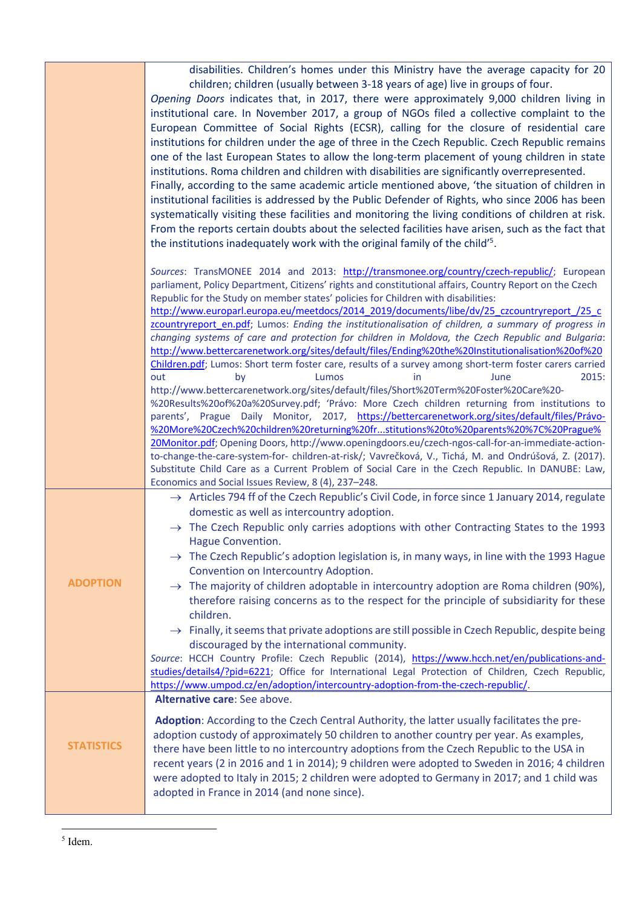| | |
|---|---|
| | disabilities. Children's homes under this Ministry have the average capacity for 20 children; children (usually between 3-18 years of age) live in groups of four.<br>*Opening Doors* indicates that, in 2017, there were approximately 9,000 children living in institutional care. In November 2017, a group of NGOs filed a collective complaint to the European Committee of Social Rights (ECSR), calling for the closure of residential care institutions for children under the age of three in the Czech Republic. Czech Republic remains one of the last European States to allow the long-term placement of young children in state institutions. Roma children and children with disabilities are significantly overrepresented.<br>Finally, according to the same academic article mentioned above, 'the situation of children in institutional facilities is addressed by the Public Defender of Rights, who since 2006 has been systematically visiting these facilities and monitoring the living conditions of children at risk. From the reports certain doubts about the selected facilities have arisen, such as the fact that the institutions inadequately work with the original family of the child'[5].<br><br>*Sources*: TransMONEE 2014 and 2013: http://transmonee.org/country/czech-republic/; European parliament, Policy Department, Citizens' rights and constitutional affairs, Country Report on the Czech Republic for the Study on member states' policies for Children with disabilities: http://www.europarl.europa.eu/meetdocs/2014_2019/documents/libe/dv/25_czcountryreport_/25_czcountryreport_en.pdf; Lumos: *Ending the institutionalisation of children, a summary of progress in changing systems of care and protection for children in Moldova, the Czech Republic and Bulgaria*: http://www.bettercarenetwork.org/sites/default/files/Ending%20the%20Institutionalisation%20of%20Children.pdf; Lumos: Short term foster care, results of a survey among short-term foster carers carried out by Lumos in June 2015: http://www.bettercarenetwork.org/sites/default/files/Short%20Term%20Foster%20Care%20-%20Results%20of%20a%20Survey.pdf; 'Právo: More Czech children returning from institutions to parents', Prague Daily Monitor, 2017, https://bettercarenetwork.org/sites/default/files/Právo-%20More%20Czech%20children%20returning%20fr...stitutions%20to%20parents%20%7C%20Prague%20Monitor.pdf; Opening Doors, http://www.openingdoors.eu/czech-ngos-call-for-an-immediate-action-to-change-the-care-system-for- children-at-risk/; Vavrečková, V., Tichá, M. and Ondrúšová, Z. (2017). Substitute Child Care as a Current Problem of Social Care in the Czech Republic. In DANUBE: Law, Economics and Social Issues Review, 8 (4), 237–248. |
| **ADOPTION** | → Articles 794 ff of the Czech Republic's Civil Code, in force since 1 January 2014, regulate domestic as well as intercountry adoption.<br>→ The Czech Republic only carries adoptions with other Contracting States to the 1993 Hague Convention.<br>→ The Czech Republic's adoption legislation is, in many ways, in line with the 1993 Hague Convention on Intercountry Adoption.<br>→ The majority of children adoptable in intercountry adoption are Roma children (90%), therefore raising concerns as to the respect for the principle of subsidiarity for these children.<br>→ Finally, it seems that private adoptions are still possible in Czech Republic, despite being discouraged by the international community.<br>*Source*: HCCH Country Profile: Czech Republic (2014), https://www.hcch.net/en/publications-and-studies/details4/?pid=6221; Office for International Legal Protection of Children, Czech Republic, https://www.umpod.cz/en/adoption/intercountry-adoption-from-the-czech-republic/. |
| **STATISTICS** | **Alternative care**: See above.<br><br>**Adoption**: According to the Czech Central Authority, the latter usually facilitates the pre-adoption custody of approximately 50 children to another country per year. As examples, there have been little to no intercountry adoptions from the Czech Republic to the USA in recent years (2 in 2016 and 1 in 2014); 9 children were adopted to Sweden in 2016; 4 children were adopted to Italy in 2015; 2 children were adopted to Germany in 2017; and 1 child was adopted in France in 2014 (and none since). |

[5] Idem.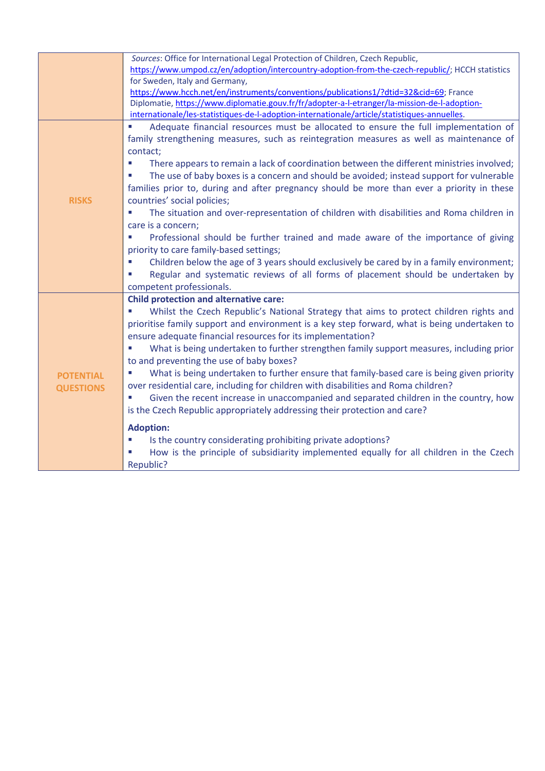| | |
|---|---|
| | *Sources*: Office for International Legal Protection of Children, Czech Republic, https://www.umpod.cz/en/adoption/intercountry-adoption-from-the-czech-republic/; HCCH statistics for Sweden, Italy and Germany, https://www.hcch.net/en/instruments/conventions/publications1/?dtid=32&cid=69; France Diplomatie, https://www.diplomatie.gouv.fr/fr/adopter-a-l-etranger/la-mission-de-l-adoption-internationale/les-statistiques-de-l-adoption-internationale/article/statistiques-annuelles. |
| **RISKS** | ▪ Adequate financial resources must be allocated to ensure the full implementation of family strengthening measures, such as reintegration measures as well as maintenance of contact;<br>▪ There appears to remain a lack of coordination between the different ministries involved;<br>▪ The use of baby boxes is a concern and should be avoided; instead support for vulnerable families prior to, during and after pregnancy should be more than ever a priority in these countries' social policies;<br>▪ The situation and over-representation of children with disabilities and Roma children in care is a concern;<br>▪ Professional should be further trained and made aware of the importance of giving priority to care family-based settings;<br>▪ Children below the age of 3 years should exclusively be cared by in a family environment;<br>▪ Regular and systematic reviews of all forms of placement should be undertaken by competent professionals. |
| **POTENTIAL QUESTIONS** | **Child protection and alternative care:**<br>▪ Whilst the Czech Republic's National Strategy that aims to protect children rights and prioritise family support and environment is a key step forward, what is being undertaken to ensure adequate financial resources for its implementation?<br>▪ What is being undertaken to further strengthen family support measures, including prior to and preventing the use of baby boxes?<br>▪ What is being undertaken to further ensure that family-based care is being given priority over residential care, including for children with disabilities and Roma children?<br>▪ Given the recent increase in unaccompanied and separated children in the country, how is the Czech Republic appropriately addressing their protection and care?<br><br>**Adoption:**<br>▪ Is the country considerating prohibiting private adoptions?<br>▪ How is the principle of subsidiarity implemented equally for all children in the Czech Republic? |